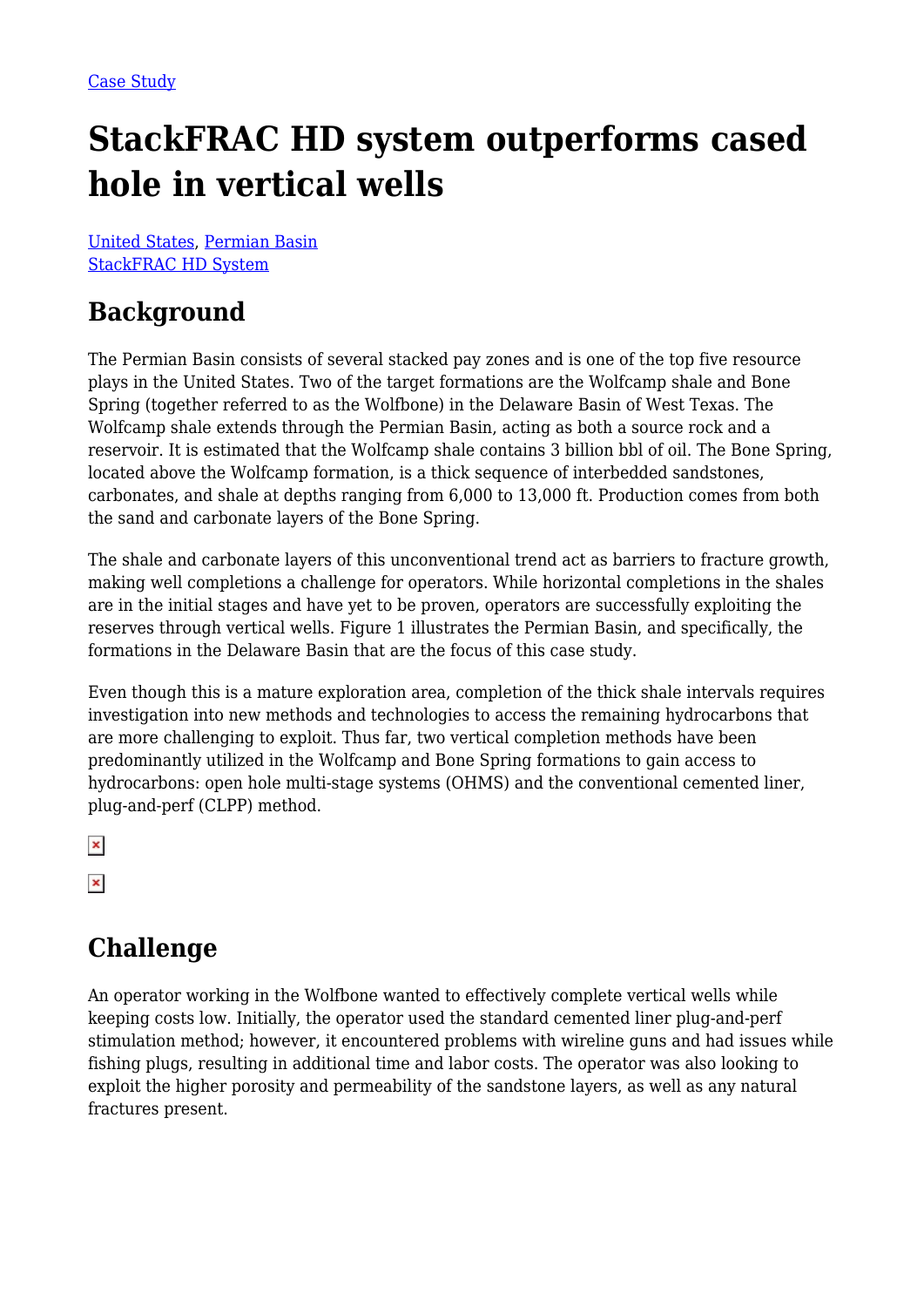Case Study

# StackFRAC HD system outperforms cased hole in vertical wells

United States, Permian Basin
StackFRAC HD System

## Background

The Permian Basin consists of several stacked pay zones and is one of the top five resource plays in the United States. Two of the target formations are the Wolfcamp shale and Bone Spring (together referred to as the Wolfbone) in the Delaware Basin of West Texas. The Wolfcamp shale extends through the Permian Basin, acting as both a source rock and a reservoir. It is estimated that the Wolfcamp shale contains 3 billion bbl of oil. The Bone Spring, located above the Wolfcamp formation, is a thick sequence of interbedded sandstones, carbonates, and shale at depths ranging from 6,000 to 13,000 ft. Production comes from both the sand and carbonate layers of the Bone Spring.

The shale and carbonate layers of this unconventional trend act as barriers to fracture growth, making well completions a challenge for operators. While horizontal completions in the shales are in the initial stages and have yet to be proven, operators are successfully exploiting the reserves through vertical wells. Figure 1 illustrates the Permian Basin, and specifically, the formations in the Delaware Basin that are the focus of this case study.

Even though this is a mature exploration area, completion of the thick shale intervals requires investigation into new methods and technologies to access the remaining hydrocarbons that are more challenging to exploit. Thus far, two vertical completion methods have been predominantly utilized in the Wolfcamp and Bone Spring formations to gain access to hydrocarbons: open hole multi-stage systems (OHMS) and the conventional cemented liner, plug-and-perf (CLPP) method.

## Challenge

An operator working in the Wolfbone wanted to effectively complete vertical wells while keeping costs low. Initially, the operator used the standard cemented liner plug-and-perf stimulation method; however, it encountered problems with wireline guns and had issues while fishing plugs, resulting in additional time and labor costs. The operator was also looking to exploit the higher porosity and permeability of the sandstone layers, as well as any natural fractures present.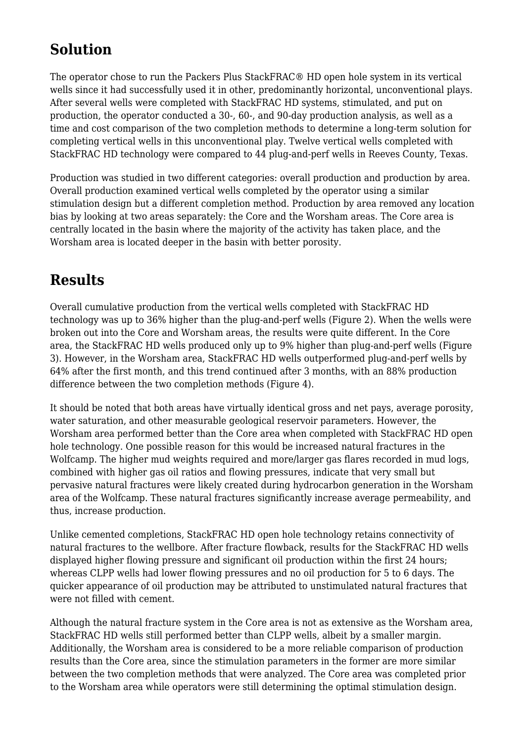## Solution

The operator chose to run the Packers Plus StackFRAC® HD open hole system in its vertical wells since it had successfully used it in other, predominantly horizontal, unconventional plays. After several wells were completed with StackFRAC HD systems, stimulated, and put on production, the operator conducted a 30-, 60-, and 90-day production analysis, as well as a time and cost comparison of the two completion methods to determine a long-term solution for completing vertical wells in this unconventional play. Twelve vertical wells completed with StackFRAC HD technology were compared to 44 plug-and-perf wells in Reeves County, Texas.

Production was studied in two different categories: overall production and production by area. Overall production examined vertical wells completed by the operator using a similar stimulation design but a different completion method. Production by area removed any location bias by looking at two areas separately: the Core and the Worsham areas. The Core area is centrally located in the basin where the majority of the activity has taken place, and the Worsham area is located deeper in the basin with better porosity.

## Results

Overall cumulative production from the vertical wells completed with StackFRAC HD technology was up to 36% higher than the plug-and-perf wells (Figure 2). When the wells were broken out into the Core and Worsham areas, the results were quite different. In the Core area, the StackFRAC HD wells produced only up to 9% higher than plug-and-perf wells (Figure 3). However, in the Worsham area, StackFRAC HD wells outperformed plug-and-perf wells by 64% after the first month, and this trend continued after 3 months, with an 88% production difference between the two completion methods (Figure 4).

It should be noted that both areas have virtually identical gross and net pays, average porosity, water saturation, and other measurable geological reservoir parameters. However, the Worsham area performed better than the Core area when completed with StackFRAC HD open hole technology. One possible reason for this would be increased natural fractures in the Wolfcamp. The higher mud weights required and more/larger gas flares recorded in mud logs, combined with higher gas oil ratios and flowing pressures, indicate that very small but pervasive natural fractures were likely created during hydrocarbon generation in the Worsham area of the Wolfcamp. These natural fractures significantly increase average permeability, and thus, increase production.

Unlike cemented completions, StackFRAC HD open hole technology retains connectivity of natural fractures to the wellbore. After fracture flowback, results for the StackFRAC HD wells displayed higher flowing pressure and significant oil production within the first 24 hours; whereas CLPP wells had lower flowing pressures and no oil production for 5 to 6 days. The quicker appearance of oil production may be attributed to unstimulated natural fractures that were not filled with cement.

Although the natural fracture system in the Core area is not as extensive as the Worsham area, StackFRAC HD wells still performed better than CLPP wells, albeit by a smaller margin. Additionally, the Worsham area is considered to be a more reliable comparison of production results than the Core area, since the stimulation parameters in the former are more similar between the two completion methods that were analyzed. The Core area was completed prior to the Worsham area while operators were still determining the optimal stimulation design.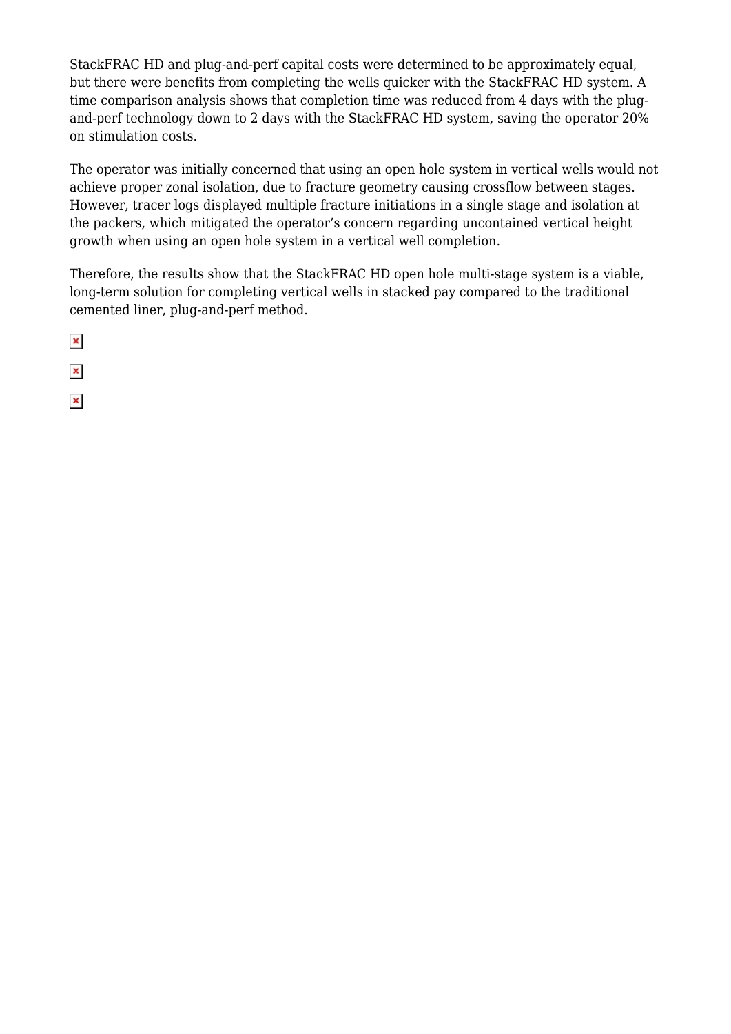StackFRAC HD and plug-and-perf capital costs were determined to be approximately equal, but there were benefits from completing the wells quicker with the StackFRAC HD system. A time comparison analysis shows that completion time was reduced from 4 days with the plug-and-perf technology down to 2 days with the StackFRAC HD system, saving the operator 20% on stimulation costs.

The operator was initially concerned that using an open hole system in vertical wells would not achieve proper zonal isolation, due to fracture geometry causing crossflow between stages. However, tracer logs displayed multiple fracture initiations in a single stage and isolation at the packers, which mitigated the operator's concern regarding uncontained vertical height growth when using an open hole system in a vertical well completion.

Therefore, the results show that the StackFRAC HD open hole multi-stage system is a viable, long-term solution for completing vertical wells in stacked pay compared to the traditional cemented liner, plug-and-perf method.